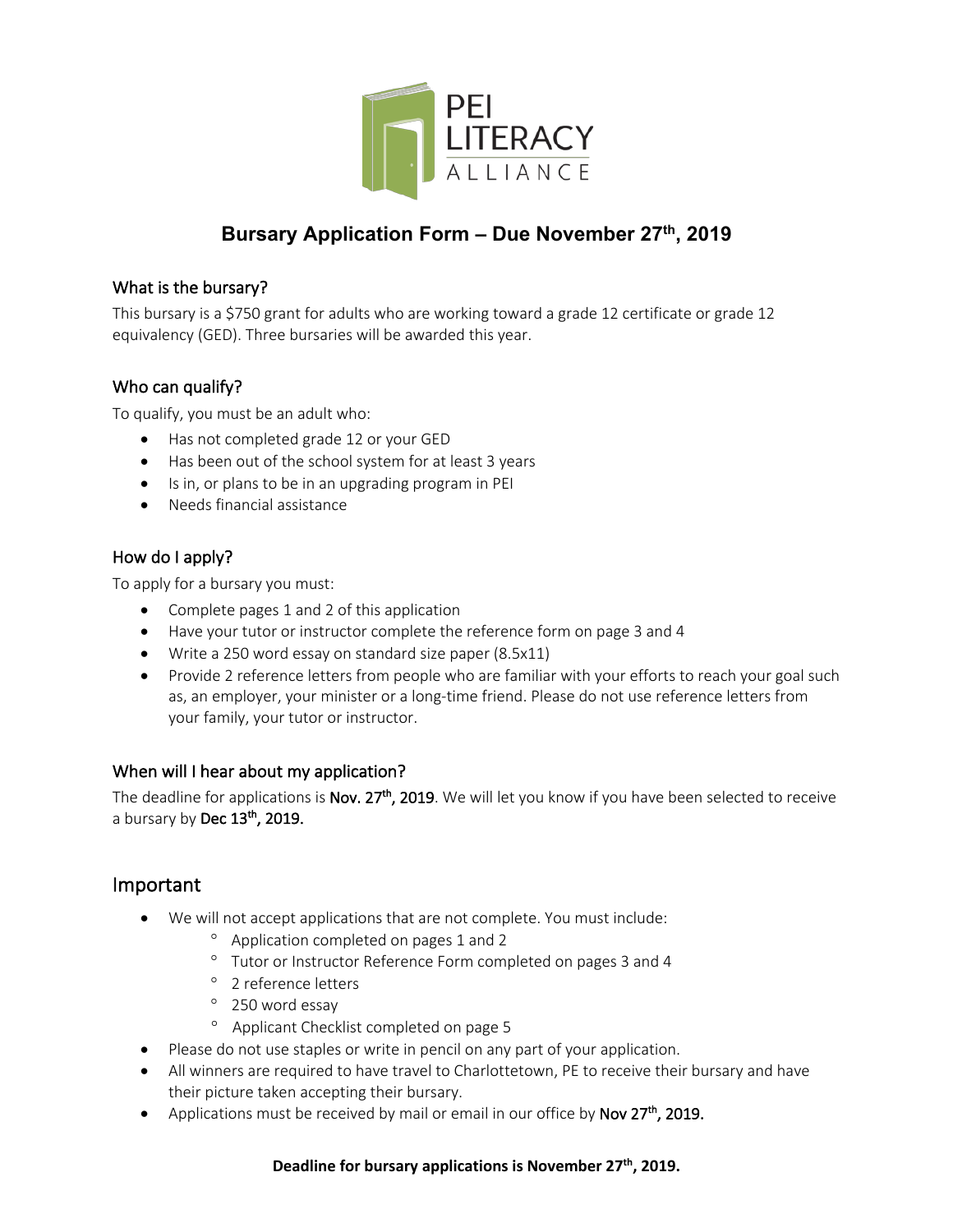PEI LITERACY ALLIANCE

# Bursary Application Form – Due November 27th, 2019

## What is the bursary?

This bursary is a $750 grant for adults who are working toward a grade 12 certificate or grade 12 equivalency (GED). Three bursaries will be awarded this year.

## Who can qualify?

To qualify, you must be an adult who:

- Has not completed grade 12 or your GED
- Has been out of the school system for at least 3 years
- Is in, or plans to be in an upgrading program in PEI
- Needs financial assistance

## How do I apply?

To apply for a bursary you must:

- Complete pages 1 and 2 of this application
- Have your tutor or instructor complete the reference form on page 3 and 4
- Write a 250 word essay on standard size paper (8.5x11)
- Provide 2 reference letters from people who are familiar with your efforts to reach your goal such as, an employer, your minister or a long-time friend. Please do not use reference letters from your family, your tutor or instructor.

## When will I hear about my application?

The deadline for applications is **Nov. 27th, 2019**. We will let you know if you have been selected to receive a bursary by **Dec 13th, 2019.**

# Important

- We will not accept applications that are not complete. You must include:
  - Application completed on pages 1 and 2
  - Tutor or Instructor Reference Form completed on pages 3 and 4
  - 2 reference letters
  - 250 word essay
  - Applicant Checklist completed on page 5
- Please do not use staples or write in pencil on any part of your application.
- All winners are required to have travel to Charlottetown, PE to receive their bursary and have their picture taken accepting their bursary.
- Applications must be received by mail or email in our office by **Nov 27th, 2019.**

**Deadline for bursary applications is November 27th, 2019.**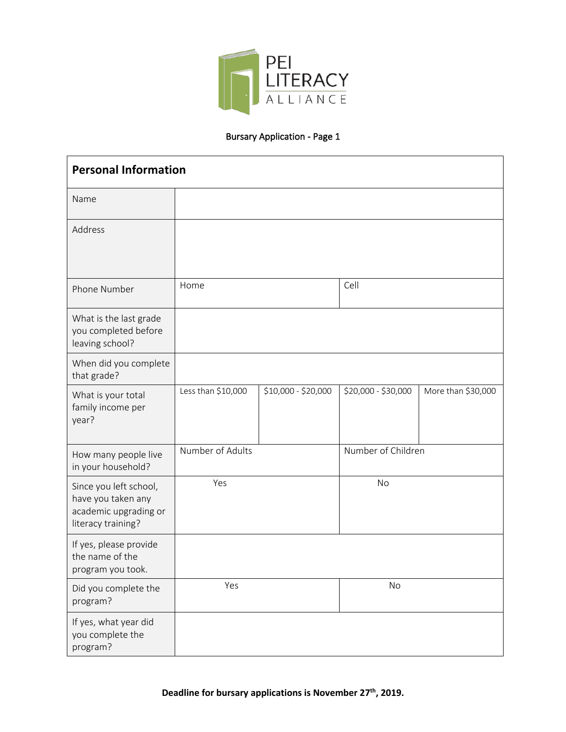PEI LITERACY ALLIANCE

Bursary Application - Page 1

| Personal Information | | | | |
|---|---|---|---|---|
| Name | | | | |
| Address | | | | |
| Phone Number | Home | | Cell | |
| What is the last grade you completed before leaving school? | | | | |
| When did you complete that grade? | | | | |
| What is your total family income per year? | Less than $10,000 | $10,000 - $20,000 | $20,000 - $30,000 | More than $30,000 |
| How many people live in your household? | Number of Adults | | Number of Children | |
| Since you left school, have you taken any academic upgrading or literacy training? | Yes | | No | |
| If yes, please provide the name of the program you took. | | | | |
| Did you complete the program? | Yes | | No | |
| If yes, what year did you complete the program? | | | | |

**Deadline for bursary applications is November 27th, 2019.**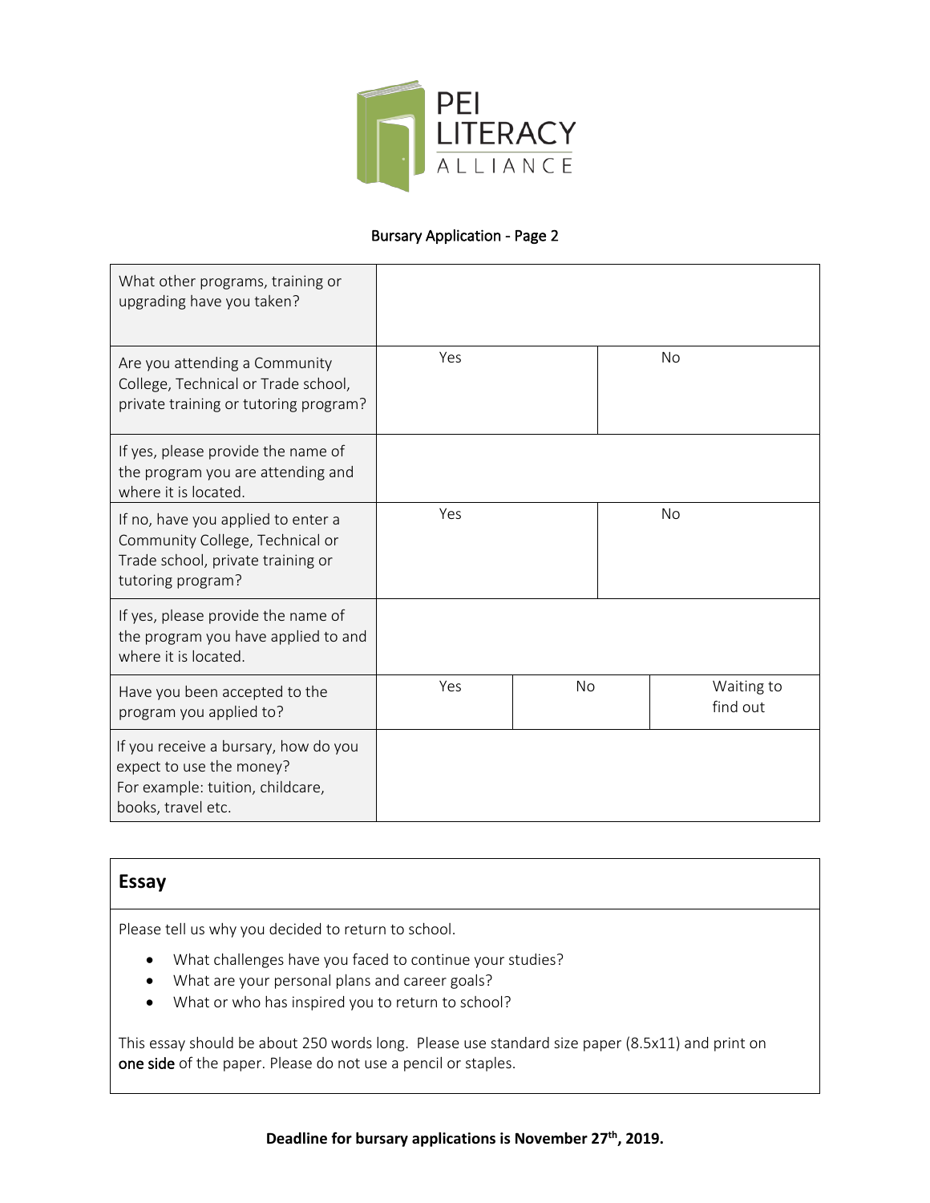PEI LITERACY ALLIANCE

Bursary Application - Page 2

| | | | |
|---|---|---|---|
| What other programs, training or upgrading have you taken? | | | |
| Are you attending a Community College, Technical or Trade school, private training or tutoring program? | Yes | | No |
| If yes, please provide the name of the program you are attending and where it is located. | | | |
| If no, have you applied to enter a Community College, Technical or Trade school, private training or tutoring program? | Yes | | No |
| If yes, please provide the name of the program you have applied to and where it is located. | | | |
| Have you been accepted to the program you applied to? | Yes | No | Waiting to find out |
| If you receive a bursary, how do you expect to use the money? For example: tuition, childcare, books, travel etc. | | | |

## Essay

Please tell us why you decided to return to school.

- What challenges have you faced to continue your studies?
- What are your personal plans and career goals?
- What or who has inspired you to return to school?

This essay should be about 250 words long. Please use standard size paper (8.5x11) and print on one side of the paper. Please do not use a pencil or staples.

**Deadline for bursary applications is November 27th, 2019.**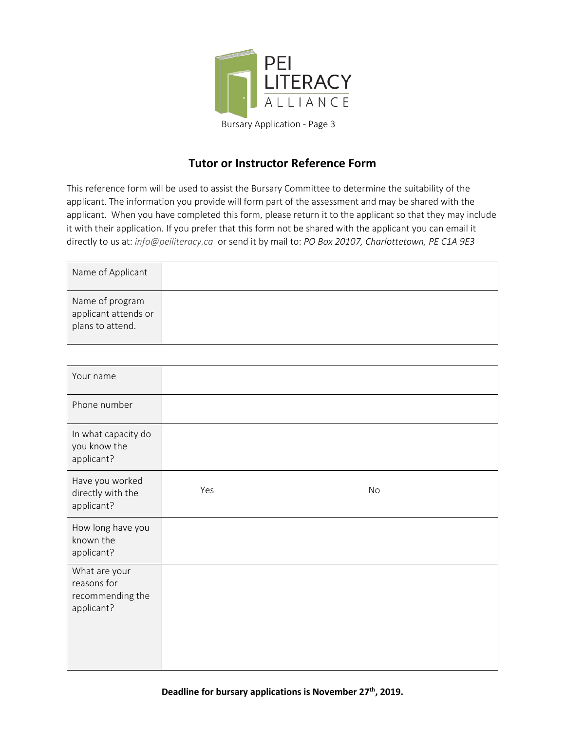PEI LITERACY ALLIANCE

Bursary Application - Page 3

## Tutor or Instructor Reference Form

This reference form will be used to assist the Bursary Committee to determine the suitability of the applicant. The information you provide will form part of the assessment and may be shared with the applicant. When you have completed this form, please return it to the applicant so that they may include it with their application. If you prefer that this form not be shared with the applicant you can email it directly to us at: *info@peiliteracy.ca* or send it by mail to: *PO Box 20107, Charlottetown, PE C1A 9E3*

| Name of Applicant | |
|---|---|
| Name of program applicant attends or plans to attend. | |

| Your name | | |
|---|---|---|
| Phone number | | |
| In what capacity do you know the applicant? | | |
| Have you worked directly with the applicant? | Yes | No |
| How long have you known the applicant? | | |
| What are your reasons for recommending the applicant? | | |

**Deadline for bursary applications is November 27th, 2019.**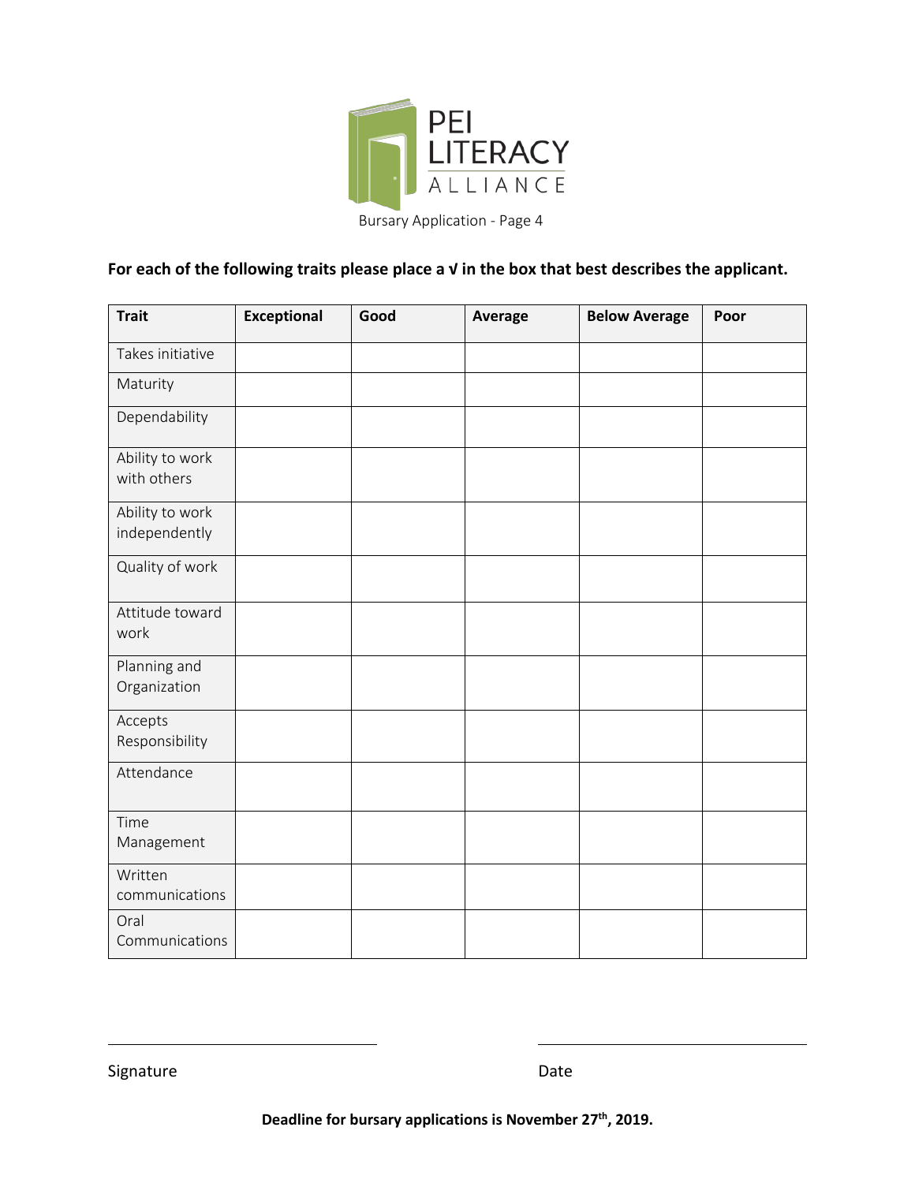PEI LITERACY ALLIANCE

Bursary Application - Page 4

**For each of the following traits please place a √ in the box that best describes the applicant.**

| Trait | Exceptional | Good | Average | Below Average | Poor |
|---|---|---|---|---|---|
| Takes initiative | | | | | |
| Maturity | | | | | |
| Dependability | | | | | |
| Ability to work with others | | | | | |
| Ability to work independently | | | | | |
| Quality of work | | | | | |
| Attitude toward work | | | | | |
| Planning and Organization | | | | | |
| Accepts Responsibility | | | | | |
| Attendance | | | | | |
| Time Management | | | | | |
| Written communications | | | | | |
| Oral Communications | | | | | |

Signature ______________________ Date ______________________

**Deadline for bursary applications is November 27th, 2019.**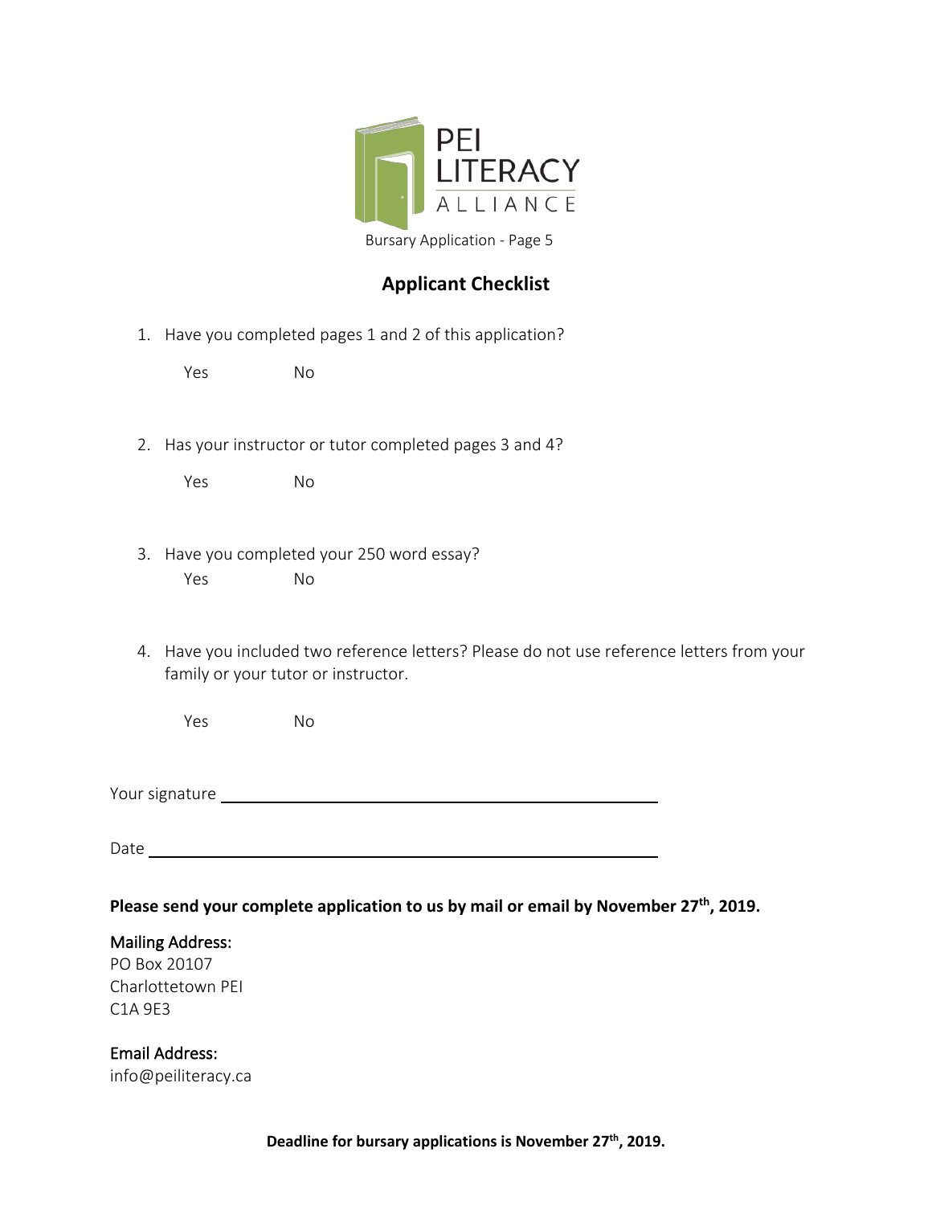PEI LITERACY ALLIANCE

Bursary Application - Page 5

## Applicant Checklist

1. Have you completed pages 1 and 2 of this application?

   Yes No

2. Has your instructor or tutor completed pages 3 and 4?

   Yes No

3. Have you completed your 250 word essay?

   Yes No

4. Have you included two reference letters? Please do not use reference letters from your family or your tutor or instructor.

   Yes No

Your signature ______________________________

Date ______________________________

**Please send your complete application to us by mail or email by November 27th, 2019.**

Mailing Address:
PO Box 20107
Charlottetown PEI
C1A 9E3

Email Address:
info@peiliteracy.ca

**Deadline for bursary applications is November 27th, 2019.**